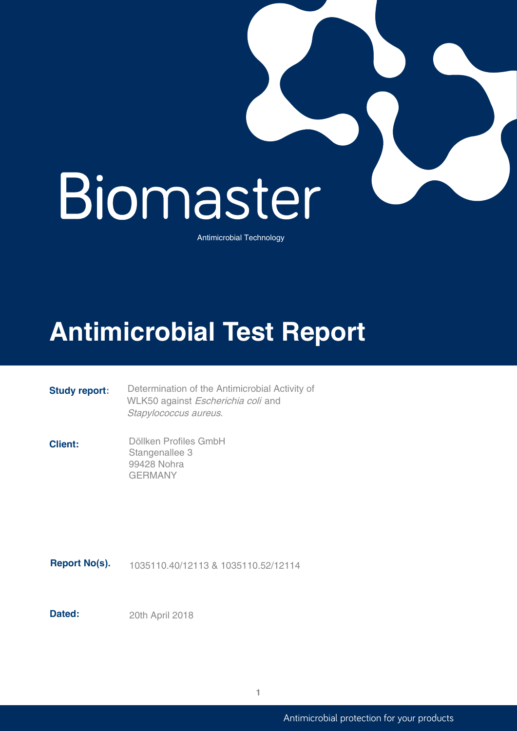# Biomaster

Antimicrobial Technology

# Antimicrobial Test Report

**Study report:** Determination of the Antimicrobial Activity of WLK50 against *Escherichia coli* and *Stapylococcus aureus*.

**Client:** Döllken Profiles GmbH
Stangenallee 3
99428 Nohra
GERMANY

**Report No(s).** 1035110.40/12113 & 1035110.52/12114

**Dated:** 20th April 2018

Antimicrobial protection for your products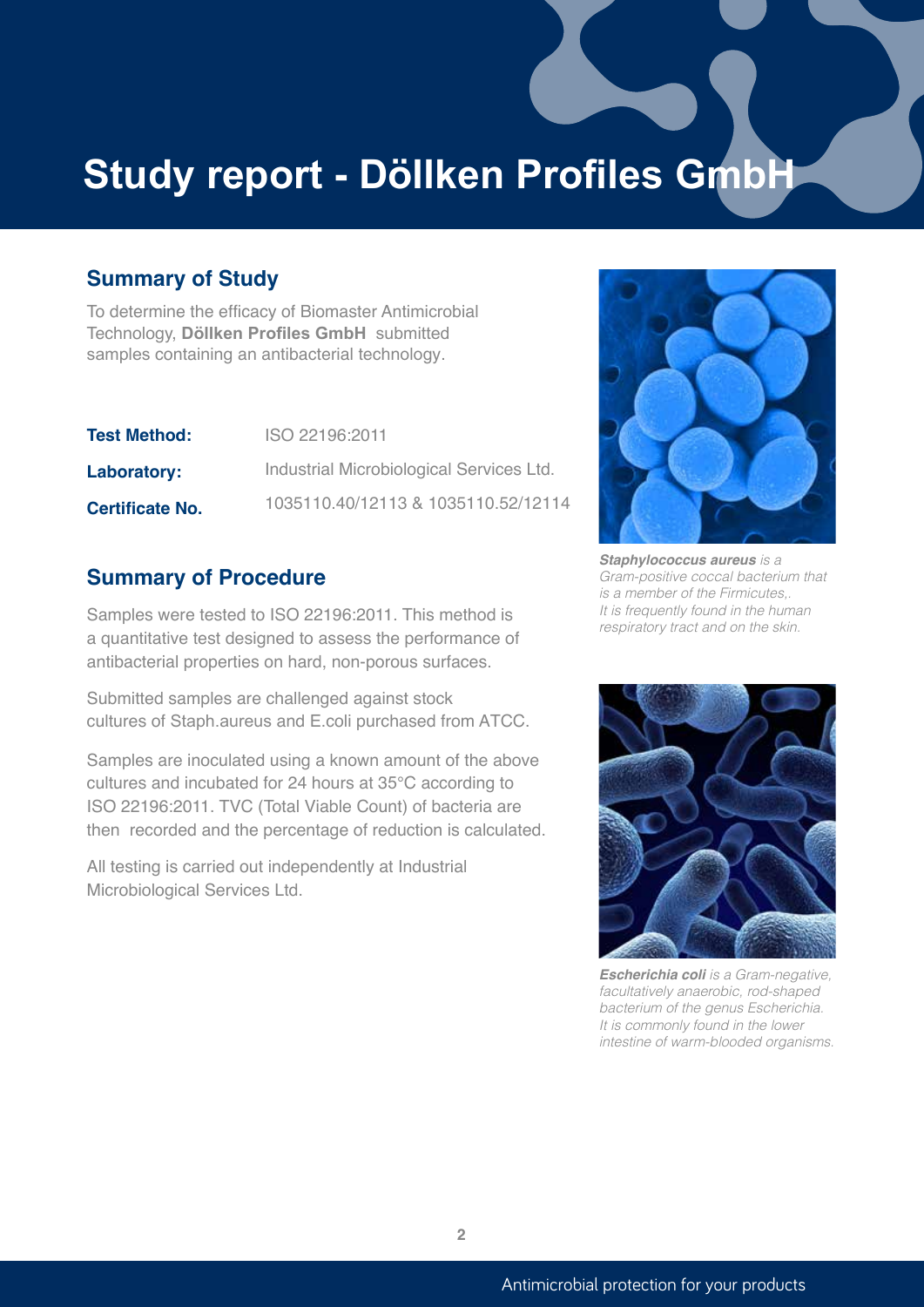# Study report - Döllken Profiles GmbH

## Summary of Study

To determine the efficacy of Biomaster Antimicrobial Technology, **Döllken Profiles GmbH** submitted samples containing an antibacterial technology.

| | |
|---|---|
| **Test Method:** | ISO 22196:2011 |
| **Laboratory:** | Industrial Microbiological Services Ltd. |
| **Certificate No.** | 1035110.40/12113 & 1035110.52/12114 |

## Summary of Procedure

Samples were tested to ISO 22196:2011. This method is a quantitative test designed to assess the performance of antibacterial properties on hard, non-porous surfaces.

Submitted samples are challenged against stock cultures of Staph.aureus and E.coli purchased from ATCC.

Samples are inoculated using a known amount of the above cultures and incubated for 24 hours at 35°C according to ISO 22196:2011. TVC (Total Viable Count) of bacteria are then recorded and the percentage of reduction is calculated.

All testing is carried out independently at Industrial Microbiological Services Ltd.

***Staphylococcus aureus*** *is a Gram-positive coccal bacterium that is a member of the Firmicutes,. It is frequently found in the human respiratory tract and on the skin.*

***Escherichia coli*** *is a Gram-negative, facultatively anaerobic, rod-shaped bacterium of the genus Escherichia. It is commonly found in the lower intestine of warm-blooded organisms.*

Antimicrobial protection for your products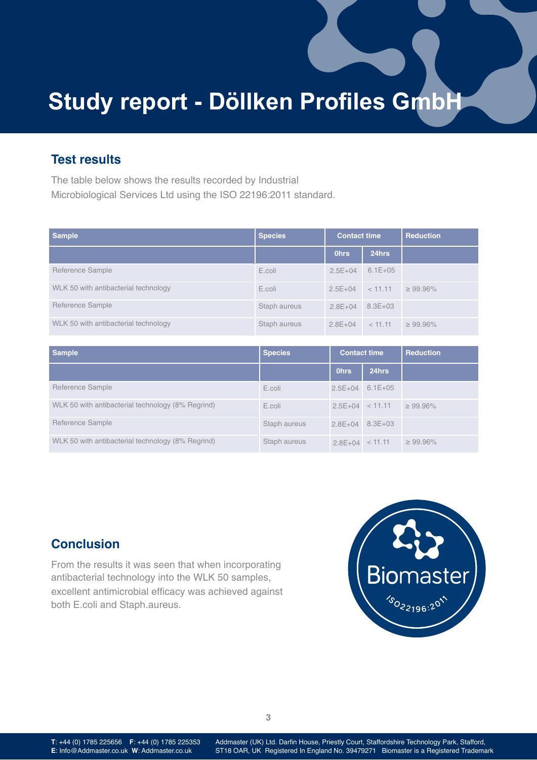# Study report - Döllken Profiles GmbH

## Test results

The table below shows the results recorded by Industrial Microbiological Services Ltd using the ISO 22196:2011 standard.

| Sample | Species | Contact time | | Reduction |
|---|---|---|---|---|
| | | 0hrs | 24hrs | |
| Reference Sample | E.coli | 2.5E+04 | 6.1E+05 | |
| WLK 50 with antibacterial technology | E.coli | 2.5E+04 | < 11.11 | ≥ 99.96% |
| Reference Sample | Staph aureus | 2.8E+04 | 8.3E+03 | |
| WLK 50 with antibacterial technology | Staph aureus | 2.8E+04 | < 11.11 | ≥ 99.96% |

| Sample | Species | Contact time | | Reduction |
|---|---|---|---|---|
| | | 0hrs | 24hrs | |
| Reference Sample | E.coli | 2.5E+04 | 6.1E+05 | |
| WLK 50 with antibacterial technology (8% Regrind) | E.coli | 2.5E+04 | < 11.11 | ≥ 99.96% |
| Reference Sample | Staph aureus | 2.8E+04 | 8.3E+03 | |
| WLK 50 with antibacterial technology (8% Regrind) | Staph aureus | 2.8E+04 | < 11.11 | ≥ 99.96% |

## Conclusion

From the results it was seen that when incorporating antibacterial technology into the WLK 50 samples, excellent antimicrobial efficacy was achieved against both E.coli and Staph.aureus.

Biomaster
ISO22196:2011

**T**: +44 (0) 1785 225656 **F**: +44 (0) 1785 225353
**E**: Info@Addmaster.co.uk **W**: Addmaster.co.uk

Addmaster (UK) Ltd. Darfin House, Priestly Court, Staffordshire Technology Park, Stafford, ST18 OAR, UK Registered In England No. 39479271 Biomaster is a Registered Trademark